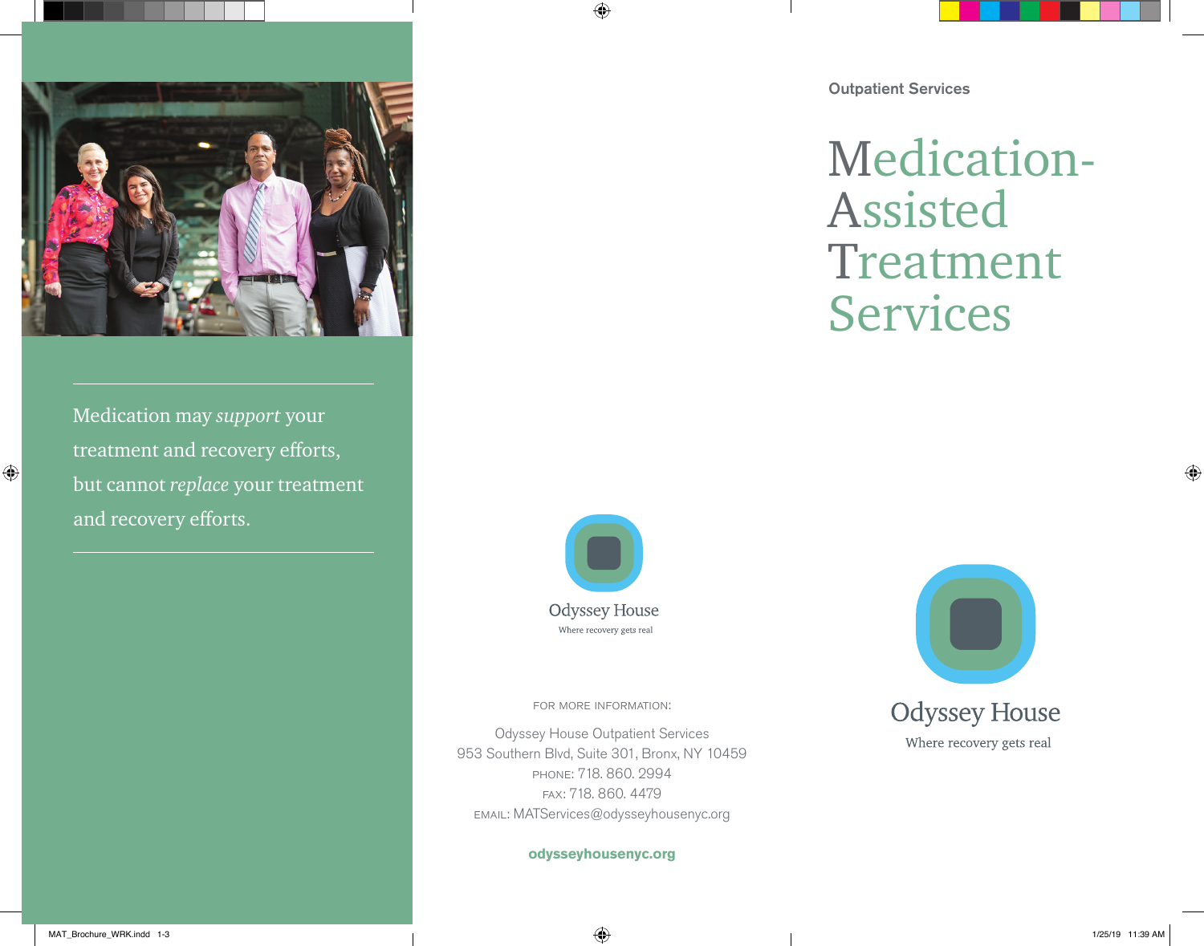Medication may *support* your treatment and recovery efforts, but cannot *replace* your treatment and recovery efforts.

Odyssey House

Where recovery gets real

FOR MORE INFORMATION:

Odyssey House Outpatient Services
953 Southern Blvd, Suite 301, Bronx, NY 10459
PHONE: 718. 860. 2994
FAX: 718. 860. 4479
EMAIL: MATServices@odysseyhousenyc.org

**odysseyhousenyc.org**

Outpatient Services

# Medication-Assisted Treatment Services

Odyssey House

Where recovery gets real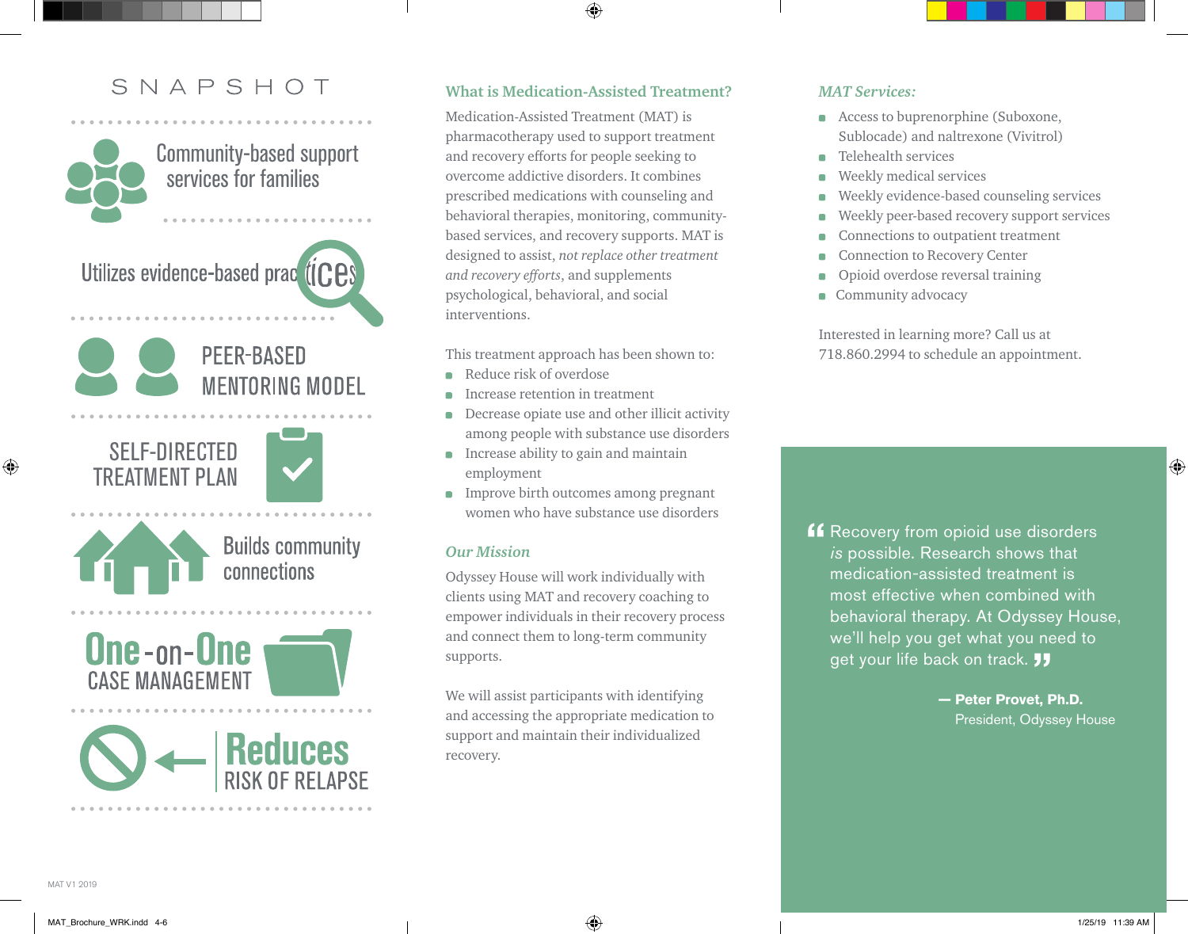# SNAPSHOT

Community-based support services for families

Utilizes evidence-based practices

PEER-BASED MENTORING MODEL

SELF-DIRECTED TREATMENT PLAN

Builds community connections

One-on-One CASE MANAGEMENT

Reduces RISK OF RELAPSE

MAT V1 2019

## What is Medication-Assisted Treatment?

Medication-Assisted Treatment (MAT) is pharmacotherapy used to support treatment and recovery efforts for people seeking to overcome addictive disorders. It combines prescribed medications with counseling and behavioral therapies, monitoring, community-based services, and recovery supports. MAT is designed to assist, *not replace other treatment and recovery efforts*, and supplements psychological, behavioral, and social interventions.

This treatment approach has been shown to:

- Reduce risk of overdose
- Increase retention in treatment
- Decrease opiate use and other illicit activity among people with substance use disorders
- Increase ability to gain and maintain employment
- Improve birth outcomes among pregnant women who have substance use disorders

## *Our Mission*

Odyssey House will work individually with clients using MAT and recovery coaching to empower individuals in their recovery process and connect them to long-term community supports.

We will assist participants with identifying and accessing the appropriate medication to support and maintain their individualized recovery.

## *MAT Services:*

- Access to buprenorphine (Suboxone, Sublocade) and naltrexone (Vivitrol)
- Telehealth services
- Weekly medical services
- Weekly evidence-based counseling services
- Weekly peer-based recovery support services
- Connections to outpatient treatment
- Connection to Recovery Center
- Opioid overdose reversal training
- Community advocacy

Interested in learning more? Call us at 718.860.2994 to schedule an appointment.

> “Recovery from opioid use disorders *is* possible. Research shows that medication-assisted treatment is most effective when combined with behavioral therapy. At Odyssey House, we'll help you get what you need to get your life back on track.”
>
> **— Peter Provet, Ph.D.**
> President, Odyssey House